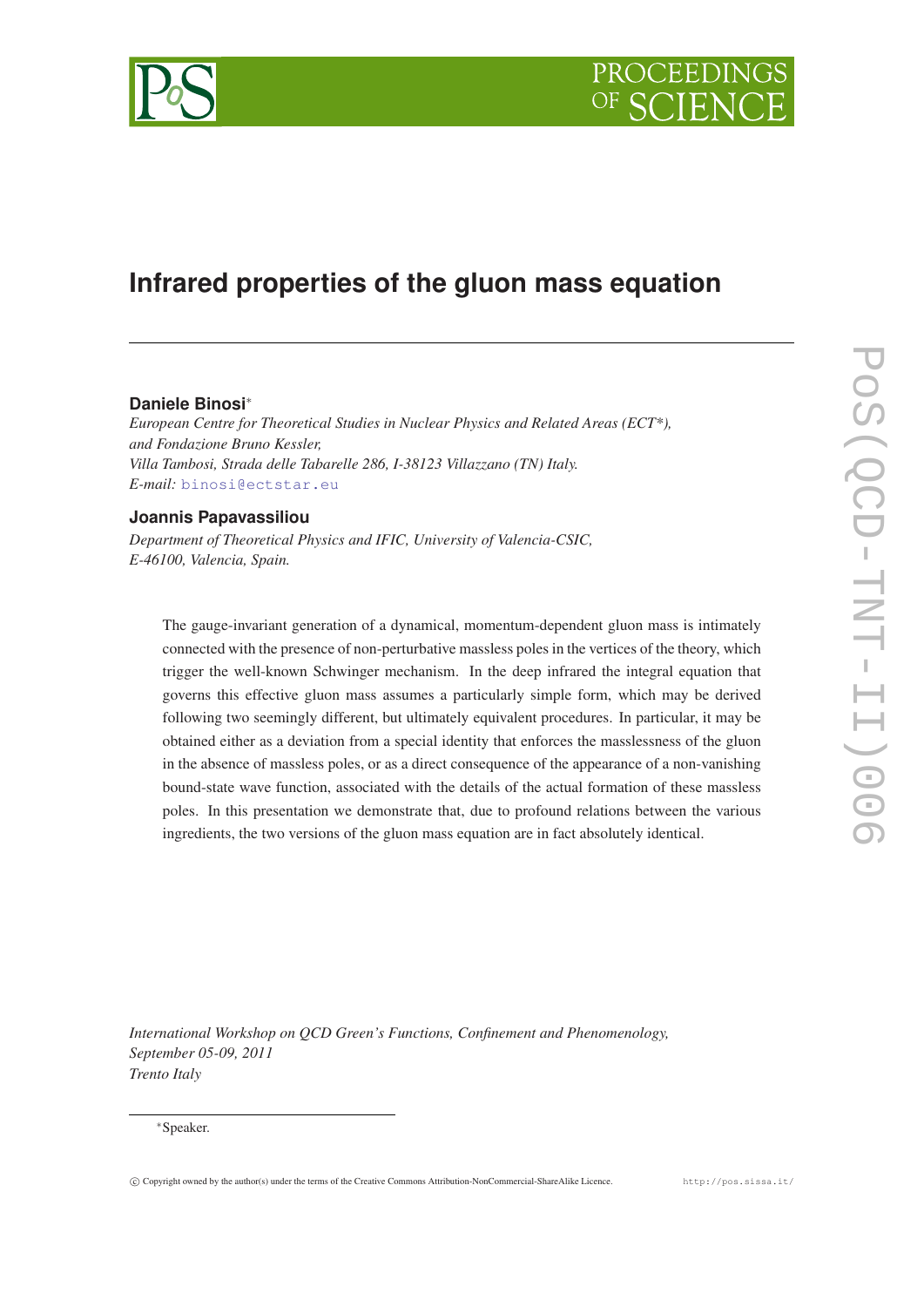# Infrared properties of the gluon mass equation

**Daniele Binosi***

*European Centre for Theoretical Studies in Nuclear Physics and Related Areas (ECT\*), and Fondazione Bruno Kessler,*
*Villa Tambosi, Strada delle Tabarelle 286, I-38123 Villazzano (TN) Italy.*
*E-mail:* binosi@ectstar.eu

**Joannis Papavassiliou**

*Department of Theoretical Physics and IFIC, University of Valencia-CSIC, E-46100, Valencia, Spain.*

The gauge-invariant generation of a dynamical, momentum-dependent gluon mass is intimately connected with the presence of non-perturbative massless poles in the vertices of the theory, which trigger the well-known Schwinger mechanism. In the deep infrared the integral equation that governs this effective gluon mass assumes a particularly simple form, which may be derived following two seemingly different, but ultimately equivalent procedures. In particular, it may be obtained either as a deviation from a special identity that enforces the masslessness of the gluon in the absence of massless poles, or as a direct consequence of the appearance of a non-vanishing bound-state wave function, associated with the details of the actual formation of these massless poles. In this presentation we demonstrate that, due to profound relations between the various ingredients, the two versions of the gluon mass equation are in fact absolutely identical.

*International Workshop on QCD Green's Functions, Confinement and Phenomenology,*
*September 05-09, 2011*
*Trento Italy*

*Speaker.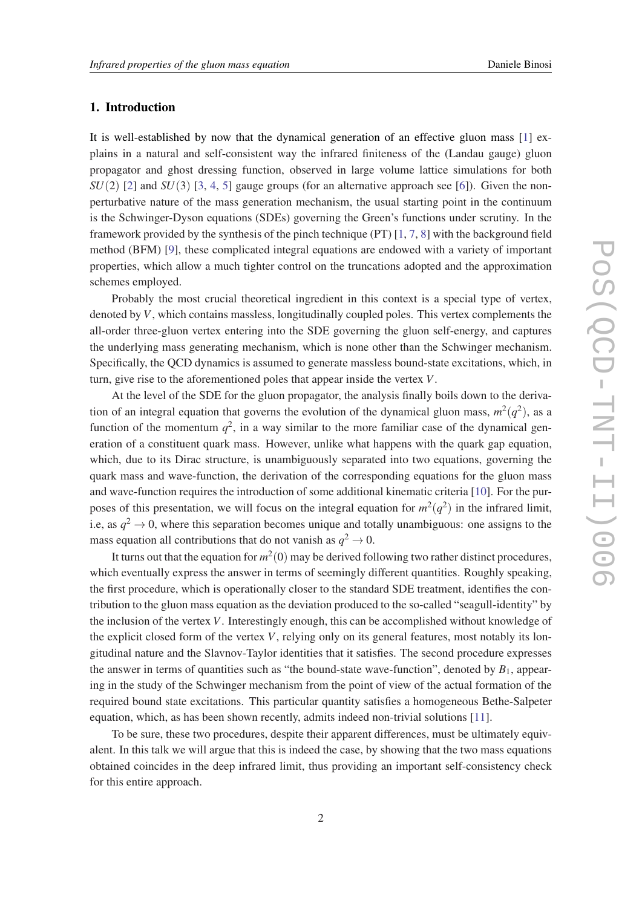## 1. Introduction

It is well-established by now that the dynamical generation of an effective gluon mass [1] explains in a natural and self-consistent way the infrared finiteness of the (Landau gauge) gluon propagator and ghost dressing function, observed in large volume lattice simulations for both $SU(2)$ [2] and $SU(3)$ [3, 4, 5] gauge groups (for an alternative approach see [6]). Given the non-perturbative nature of the mass generation mechanism, the usual starting point in the continuum is the Schwinger-Dyson equations (SDEs) governing the Green's functions under scrutiny. In the framework provided by the synthesis of the pinch technique (PT) [1, 7, 8] with the background field method (BFM) [9], these complicated integral equations are endowed with a variety of important properties, which allow a much tighter control on the truncations adopted and the approximation schemes employed.

Probably the most crucial theoretical ingredient in this context is a special type of vertex, denoted by $V$, which contains massless, longitudinally coupled poles. This vertex complements the all-order three-gluon vertex entering into the SDE governing the gluon self-energy, and captures the underlying mass generating mechanism, which is none other than the Schwinger mechanism. Specifically, the QCD dynamics is assumed to generate massless bound-state excitations, which, in turn, give rise to the aforementioned poles that appear inside the vertex $V$.

At the level of the SDE for the gluon propagator, the analysis finally boils down to the derivation of an integral equation that governs the evolution of the dynamical gluon mass, $m^2(q^2)$, as a function of the momentum $q^2$, in a way similar to the more familiar case of the dynamical generation of a constituent quark mass. However, unlike what happens with the quark gap equation, which, due to its Dirac structure, is unambiguously separated into two equations, governing the quark mass and wave-function, the derivation of the corresponding equations for the gluon mass and wave-function requires the introduction of some additional kinematic criteria [10]. For the purposes of this presentation, we will focus on the integral equation for $m^2(q^2)$ in the infrared limit, i.e, as $q^2 \to 0$, where this separation becomes unique and totally unambiguous: one assigns to the mass equation all contributions that do not vanish as $q^2 \to 0$.

It turns out that the equation for $m^2(0)$ may be derived following two rather distinct procedures, which eventually express the answer in terms of seemingly different quantities. Roughly speaking, the first procedure, which is operationally closer to the standard SDE treatment, identifies the contribution to the gluon mass equation as the deviation produced to the so-called "seagull-identity" by the inclusion of the vertex $V$. Interestingly enough, this can be accomplished without knowledge of the explicit closed form of the vertex $V$, relying only on its general features, most notably its longitudinal nature and the Slavnov-Taylor identities that it satisfies. The second procedure expresses the answer in terms of quantities such as "the bound-state wave-function", denoted by $B_1$, appearing in the study of the Schwinger mechanism from the point of view of the actual formation of the required bound state excitations. This particular quantity satisfies a homogeneous Bethe-Salpeter equation, which, as has been shown recently, admits indeed non-trivial solutions [11].

To be sure, these two procedures, despite their apparent differences, must be ultimately equivalent. In this talk we will argue that this is indeed the case, by showing that the two mass equations obtained coincides in the deep infrared limit, thus providing an important self-consistency check for this entire approach.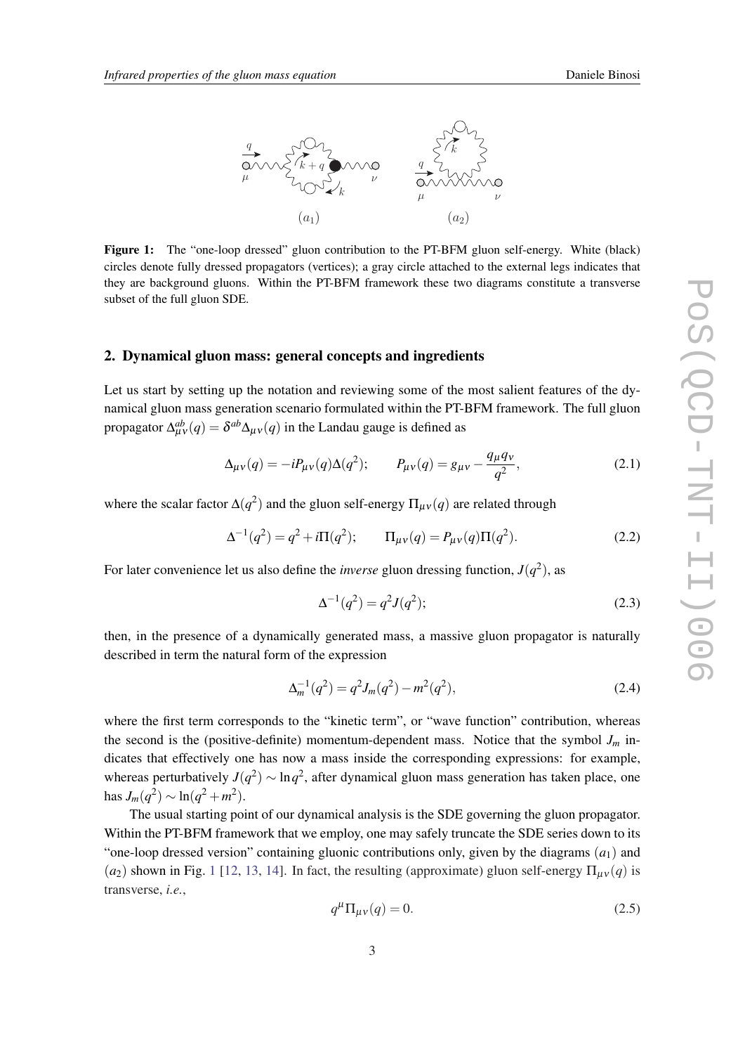**Figure 1:** The "one-loop dressed" gluon contribution to the PT-BFM gluon self-energy. White (black) circles denote fully dressed propagators (vertices); a gray circle attached to the external legs indicates that they are background gluons. Within the PT-BFM framework these two diagrams constitute a transverse subset of the full gluon SDE.

## 2. Dynamical gluon mass: general concepts and ingredients

Let us start by setting up the notation and reviewing some of the most salient features of the dynamical gluon mass generation scenario formulated within the PT-BFM framework. The full gluon propagator $\Delta^{ab}_{\mu\nu}(q) = \delta^{ab}\Delta_{\mu\nu}(q)$ in the Landau gauge is defined as

$$\Delta_{\mu\nu}(q) = -iP_{\mu\nu}(q)\Delta(q^2); \qquad P_{\mu\nu}(q) = g_{\mu\nu} - \frac{q_\mu q_\nu}{q^2}, \tag{2.1}$$

where the scalar factor $\Delta(q^2)$ and the gluon self-energy $\Pi_{\mu\nu}(q)$ are related through

$$\Delta^{-1}(q^2) = q^2 + i\Pi(q^2); \qquad \Pi_{\mu\nu}(q) = P_{\mu\nu}(q)\Pi(q^2). \tag{2.2}$$

For later convenience let us also define the *inverse* gluon dressing function, $J(q^2)$, as

$$\Delta^{-1}(q^2) = q^2 J(q^2); \tag{2.3}$$

then, in the presence of a dynamically generated mass, a massive gluon propagator is naturally described in term the natural form of the expression

$$\Delta_m^{-1}(q^2) = q^2 J_m(q^2) - m^2(q^2), \tag{2.4}$$

where the first term corresponds to the "kinetic term", or "wave function" contribution, whereas the second is the (positive-definite) momentum-dependent mass. Notice that the symbol $J_m$ indicates that effectively one has now a mass inside the corresponding expressions: for example, whereas perturbatively $J(q^2) \sim \ln q^2$, after dynamical gluon mass generation has taken place, one has $J_m(q^2) \sim \ln(q^2 + m^2)$.

The usual starting point of our dynamical analysis is the SDE governing the gluon propagator. Within the PT-BFM framework that we employ, one may safely truncate the SDE series down to its "one-loop dressed version" containing gluonic contributions only, given by the diagrams $(a_1)$ and $(a_2)$ shown in Fig. 1 [12, 13, 14]. In fact, the resulting (approximate) gluon self-energy $\Pi_{\mu\nu}(q)$ is transverse, *i.e.*,

$$q^\mu \Pi_{\mu\nu}(q) = 0. \tag{2.5}$$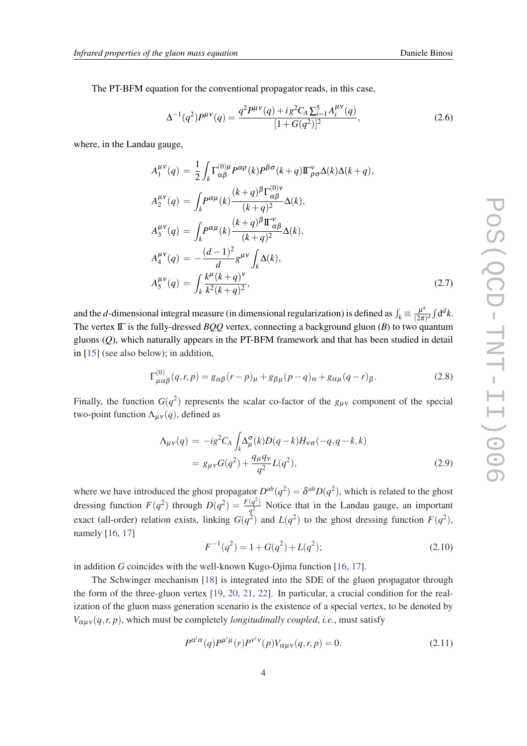The PT-BFM equation for the conventional propagator reads, in this case,

$$\Delta^{-1}(q^2)P^{\mu\nu}(q) = \frac{q^2 P^{\mu\nu}(q) + i g^2 C_A \sum_{i=1}^{5} A_i^{\mu\nu}(q)}{[1+G(q^2)]^2}, \tag{2.6}$$

where, in the Landau gauge,

$$\begin{aligned}
A_1^{\mu\nu}(q) &= \frac{1}{2}\int_k \Gamma^{(0)\mu}_{\alpha\beta} P^{\alpha\rho}(k) P^{\beta\sigma}(k+q) \mathbb{\Gamma}^{\nu}_{\rho\sigma} \Delta(k)\Delta(k+q),\\
A_2^{\mu\nu}(q) &= \int_k P^{\alpha\mu}(k) \frac{(k+q)^\beta \Gamma^{(0)\nu}_{\alpha\beta}}{(k+q)^2} \Delta(k),\\
A_3^{\mu\nu}(q) &= \int_k P^{\alpha\mu}(k) \frac{(k+q)^\beta \mathbb{\Gamma}^{\nu}_{\alpha\beta}}{(k+q)^2} \Delta(k),\\
A_4^{\mu\nu}(q) &= -\frac{(d-1)^2}{d} g^{\mu\nu} \int_k \Delta(k),\\
A_5^{\mu\nu}(q) &= \int_k \frac{k^\mu (k+q)^\nu}{k^2 (k+q)^2},
\end{aligned} \tag{2.7}$$

and the $d$-dimensional integral measure (in dimensional regularization) is defined as $\int_k \equiv \frac{\mu^\varepsilon}{(2\pi)^d}\int \mathrm{d}^d k$. The vertex $\mathbb{\Gamma}$ is the fully-dressed $BQQ$ vertex, connecting a background gluon ($B$) to two quantum gluons ($Q$), which naturally appears in the PT-BFM framework and that has been studied in detail in [15] (see also below); in addition,

$$\Gamma^{(0)}_{\mu\alpha\beta}(q,r,p) = g_{\alpha\beta}(r-p)_\mu + g_{\beta\mu}(p-q)_\alpha + g_{\alpha\mu}(q-r)_\beta. \tag{2.8}$$

Finally, the function $G(q^2)$ represents the scalar co-factor of the $g_{\mu\nu}$ component of the special two-point function $\Lambda_{\mu\nu}(q)$, defined as

$$\begin{aligned}
\Lambda_{\mu\nu}(q) &= -ig^2 C_A \int_k \Delta^\sigma_\mu(k) D(q-k) H_{\nu\sigma}(-q, q-k, k)\\
&= g_{\mu\nu} G(q^2) + \frac{q_\mu q_\nu}{q^2} L(q^2),
\end{aligned} \tag{2.9}$$

where we have introduced the ghost propagator $D^{ab}(q^2) = \delta^{ab} D(q^2)$, which is related to the ghost dressing function $F(q^2)$ through $D(q^2) = \frac{F(q^2)}{q^2}$ Notice that in the Landau gauge, an important exact (all-order) relation exists, linking $G(q^2)$ and $L(q^2)$ to the ghost dressing function $F(q^2)$, namely [16, 17]

$$F^{-1}(q^2) = 1 + G(q^2) + L(q^2); \tag{2.10}$$

in addition $G$ coincides with the well-known Kugo-Ojima function [16, 17].

The Schwinger mechanism [18] is integrated into the SDE of the gluon propagator through the form of the three-gluon vertex [19, 20, 21, 22]. In particular, a crucial condition for the realization of the gluon mass generation scenario is the existence of a special vertex, to be denoted by $V_{\alpha\mu\nu}(q,r,p)$, which must be completely *longitudinally coupled*, *i.e.*, must satisfy

$$P^{\alpha'\alpha}(q) P^{\mu'\mu}(r) P^{\nu'\nu}(p) V_{\alpha\mu\nu}(q,r,p) = 0. \tag{2.11}$$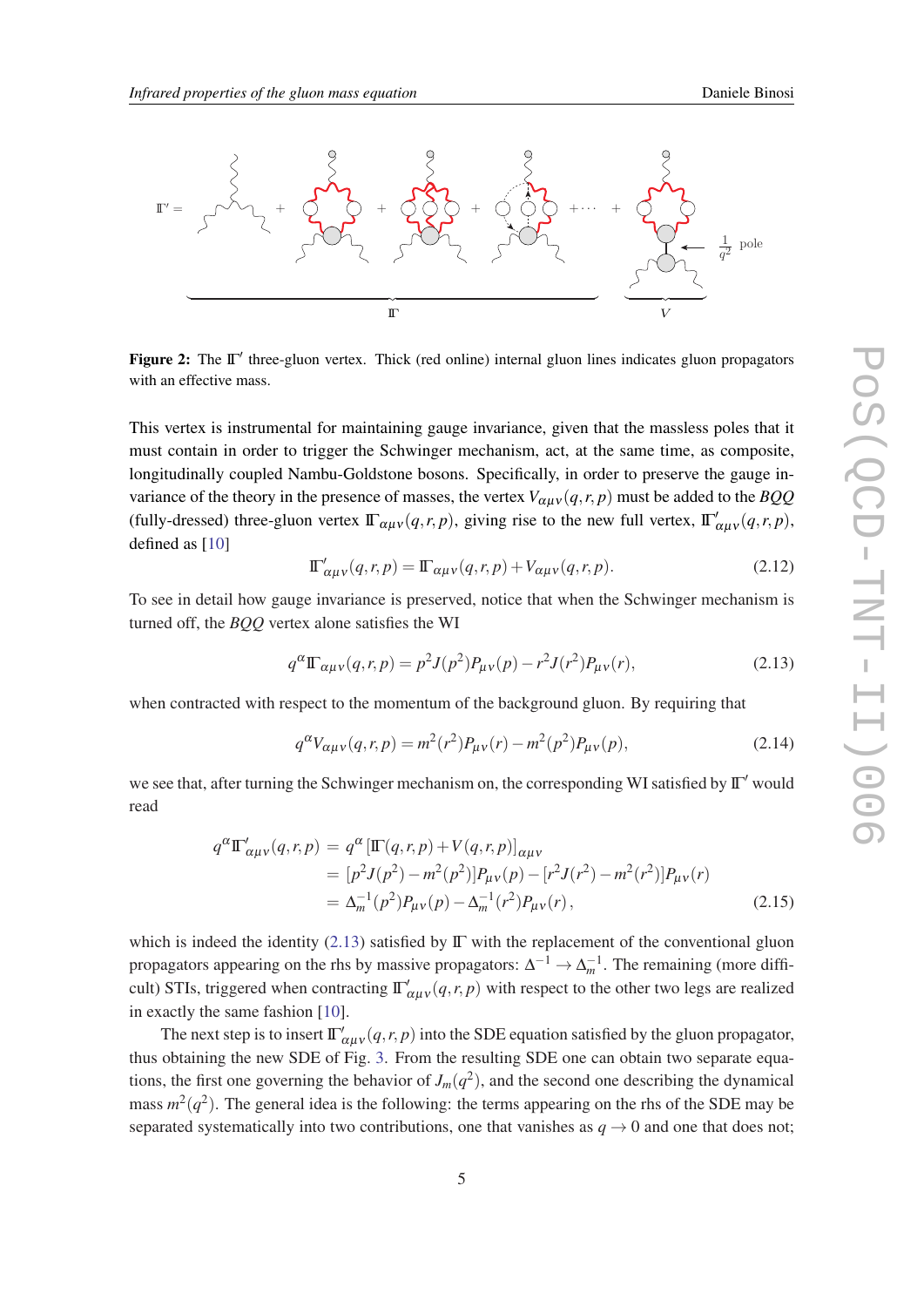**Figure 2:** The $\mathrm{I\Gamma}'$ three-gluon vertex. Thick (red online) internal gluon lines indicates gluon propagators with an effective mass.

This vertex is instrumental for maintaining gauge invariance, given that the massless poles that it must contain in order to trigger the Schwinger mechanism, act, at the same time, as composite, longitudinally coupled Nambu-Goldstone bosons. Specifically, in order to preserve the gauge invariance of the theory in the presence of masses, the vertex $V_{\alpha\mu\nu}(q,r,p)$ must be added to the *BQQ* (fully-dressed) three-gluon vertex $\mathrm{I\Gamma}_{\alpha\mu\nu}(q,r,p)$, giving rise to the new full vertex, $\mathrm{I\Gamma}'_{\alpha\mu\nu}(q,r,p)$, defined as [10]

$$\mathrm{I\Gamma}'_{\alpha\mu\nu}(q,r,p) = \mathrm{I\Gamma}_{\alpha\mu\nu}(q,r,p) + V_{\alpha\mu\nu}(q,r,p). \tag{2.12}$$

To see in detail how gauge invariance is preserved, notice that when the Schwinger mechanism is turned off, the *BQQ* vertex alone satisfies the WI

$$q^\alpha \mathrm{I\Gamma}_{\alpha\mu\nu}(q,r,p) = p^2 J(p^2) P_{\mu\nu}(p) - r^2 J(r^2) P_{\mu\nu}(r), \tag{2.13}$$

when contracted with respect to the momentum of the background gluon. By requiring that

$$q^\alpha V_{\alpha\mu\nu}(q,r,p) = m^2(r^2) P_{\mu\nu}(r) - m^2(p^2) P_{\mu\nu}(p), \tag{2.14}$$

we see that, after turning the Schwinger mechanism on, the corresponding WI satisfied by $\mathrm{I\Gamma}'$ would read

$$\begin{aligned} q^\alpha \mathrm{I\Gamma}'_{\alpha\mu\nu}(q,r,p) &= q^\alpha \left[\mathrm{I\Gamma}(q,r,p) + V(q,r,p)\right]_{\alpha\mu\nu} \\ &= [p^2 J(p^2) - m^2(p^2)] P_{\mu\nu}(p) - [r^2 J(r^2) - m^2(r^2)] P_{\mu\nu}(r) \\ &= \Delta_m^{-1}(p^2) P_{\mu\nu}(p) - \Delta_m^{-1}(r^2) P_{\mu\nu}(r)\,, \end{aligned} \tag{2.15}$$

which is indeed the identity (2.13) satisfied by $\mathrm{I\Gamma}$ with the replacement of the conventional gluon propagators appearing on the rhs by massive propagators: $\Delta^{-1} \to \Delta_m^{-1}$. The remaining (more difficult) STIs, triggered when contracting $\mathrm{I\Gamma}'_{\alpha\mu\nu}(q,r,p)$ with respect to the other two legs are realized in exactly the same fashion [10].

The next step is to insert $\mathrm{I\Gamma}'_{\alpha\mu\nu}(q,r,p)$ into the SDE equation satisfied by the gluon propagator, thus obtaining the new SDE of Fig. 3. From the resulting SDE one can obtain two separate equations, the first one governing the behavior of $J_m(q^2)$, and the second one describing the dynamical mass $m^2(q^2)$. The general idea is the following: the terms appearing on the rhs of the SDE may be separated systematically into two contributions, one that vanishes as $q \to 0$ and one that does not;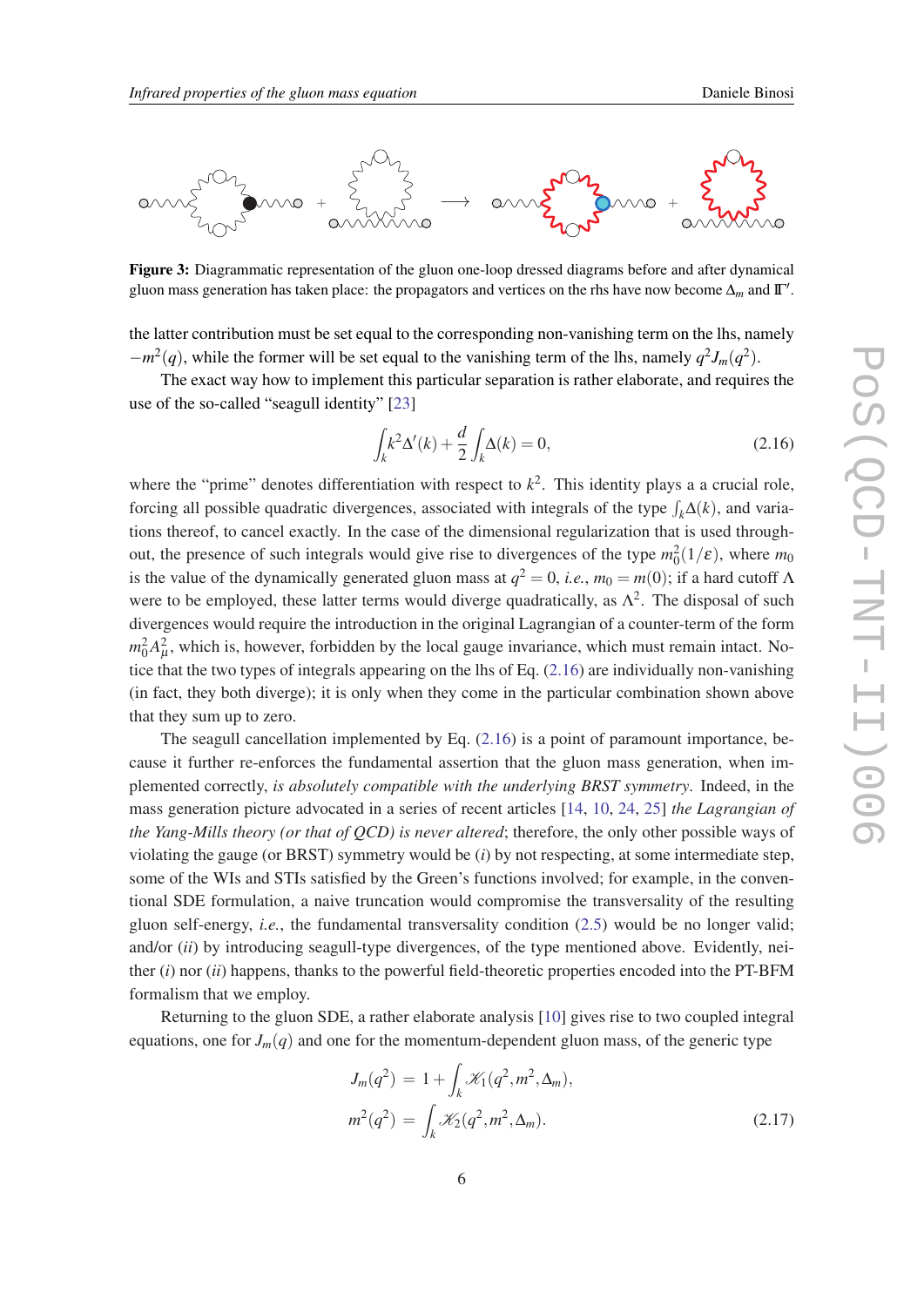**Figure 3:** Diagrammatic representation of the gluon one-loop dressed diagrams before and after dynamical gluon mass generation has taken place: the propagators and vertices on the rhs have now become $\Delta_m$ and $\mathbb{\Gamma}'$.

the latter contribution must be set equal to the corresponding non-vanishing term on the lhs, namely $-m^2(q)$, while the former will be set equal to the vanishing term of the lhs, namely $q^2 J_m(q^2)$.

The exact way how to implement this particular separation is rather elaborate, and requires the use of the so-called "seagull identity" [23]

$$\int_k k^2 \Delta'(k) + \frac{d}{2}\int_k \Delta(k) = 0, \tag{2.16}$$

where the "prime" denotes differentiation with respect to $k^2$. This identity plays a crucial role, forcing all possible quadratic divergences, associated with integrals of the type $\int_k \Delta(k)$, and variations thereof, to cancel exactly. In the case of the dimensional regularization that is used throughout, the presence of such integrals would give rise to divergences of the type $m_0^2(1/\varepsilon)$, where $m_0$ is the value of the dynamically generated gluon mass at $q^2 = 0$, *i.e.*, $m_0 = m(0)$; if a hard cutoff $\Lambda$ were to be employed, these latter terms would diverge quadratically, as $\Lambda^2$. The disposal of such divergences would require the introduction in the original Lagrangian of a counter-term of the form $m_0^2 A_\mu^2$, which is, however, forbidden by the local gauge invariance, which must remain intact. Notice that the two types of integrals appearing on the lhs of Eq. (2.16) are individually non-vanishing (in fact, they both diverge); it is only when they come in the particular combination shown above that they sum up to zero.

The seagull cancellation implemented by Eq. (2.16) is a point of paramount importance, because it further re-enforces the fundamental assertion that the gluon mass generation, when implemented correctly, *is absolutely compatible with the underlying BRST symmetry*. Indeed, in the mass generation picture advocated in a series of recent articles [14, 10, 24, 25] *the Lagrangian of the Yang-Mills theory (or that of QCD) is never altered*; therefore, the only other possible ways of violating the gauge (or BRST) symmetry would be (*i*) by not respecting, at some intermediate step, some of the WIs and STIs satisfied by the Green's functions involved; for example, in the conventional SDE formulation, a naive truncation would compromise the transversality of the resulting gluon self-energy, *i.e.*, the fundamental transversality condition (2.5) would be no longer valid; and/or (*ii*) by introducing seagull-type divergences, of the type mentioned above. Evidently, neither (*i*) nor (*ii*) happens, thanks to the powerful field-theoretic properties encoded into the PT-BFM formalism that we employ.

Returning to the gluon SDE, a rather elaborate analysis [10] gives rise to two coupled integral equations, one for $J_m(q)$ and one for the momentum-dependent gluon mass, of the generic type

$$\begin{aligned} J_m(q^2) &= 1 + \int_k \mathcal{K}_1(q^2, m^2, \Delta_m), \\ m^2(q^2) &= \int_k \mathcal{K}_2(q^2, m^2, \Delta_m). \end{aligned} \tag{2.17}$$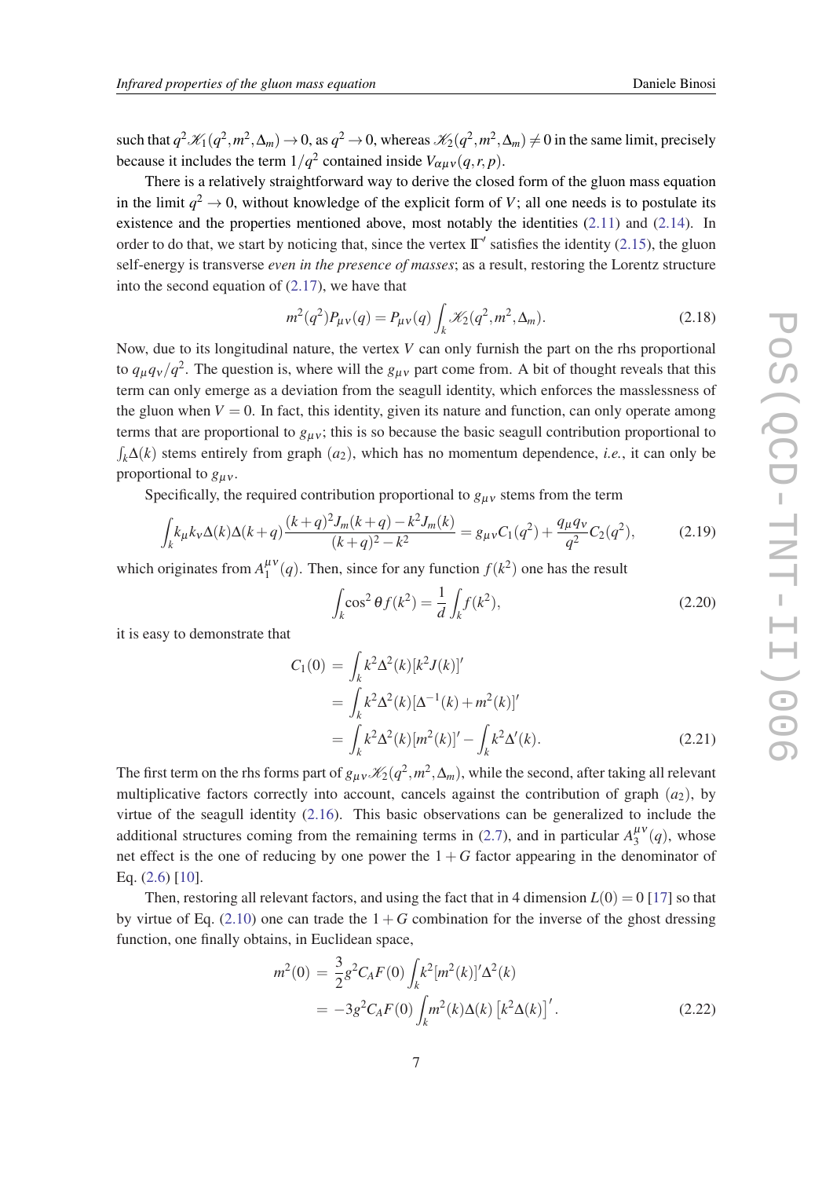such that $q^2\mathscr{K}_1(q^2,m^2,\Delta_m)\to 0$, as $q^2\to 0$, whereas $\mathscr{K}_2(q^2,m^2,\Delta_m)\neq 0$ in the same limit, precisely because it includes the term $1/q^2$ contained inside $V_{\alpha\mu\nu}(q,r,p)$.

There is a relatively straightforward way to derive the closed form of the gluon mass equation in the limit $q^2\to 0$, without knowledge of the explicit form of $V$; all one needs is to postulate its existence and the properties mentioned above, most notably the identities (2.11) and (2.14). In order to do that, we start by noticing that, since the vertex $\mathbb{\Gamma}'$ satisfies the identity (2.15), the gluon self-energy is transverse *even in the presence of masses*; as a result, restoring the Lorentz structure into the second equation of (2.17), we have that

$$
m^2(q^2)P_{\mu\nu}(q) = P_{\mu\nu}(q)\int_k \mathscr{K}_2(q^2,m^2,\Delta_m). \tag{2.18}
$$

Now, due to its longitudinal nature, the vertex $V$ can only furnish the part on the rhs proportional to $q_\mu q_\nu/q^2$. The question is, where will the $g_{\mu\nu}$ part come from. A bit of thought reveals that this term can only emerge as a deviation from the seagull identity, which enforces the masslessness of the gluon when $V=0$. In fact, this identity, given its nature and function, can only operate among terms that are proportional to $g_{\mu\nu}$; this is so because the basic seagull contribution proportional to $\int_k\Delta(k)$ stems entirely from graph $(a_2)$, which has no momentum dependence, *i.e.*, it can only be proportional to $g_{\mu\nu}$.

Specifically, the required contribution proportional to $g_{\mu\nu}$ stems from the term

$$
\int_k k_\mu k_\nu \Delta(k)\Delta(k+q)\frac{(k+q)^2J_m(k+q)-k^2J_m(k)}{(k+q)^2-k^2} = g_{\mu\nu}C_1(q^2)+\frac{q_\mu q_\nu}{q^2}C_2(q^2), \tag{2.19}
$$

which originates from $A_1^{\mu\nu}(q)$. Then, since for any function $f(k^2)$ one has the result

$$
\int_k \cos^2\theta f(k^2) = \frac{1}{d}\int_k f(k^2), \tag{2.20}
$$

it is easy to demonstrate that

$$
\begin{aligned}
C_1(0) &= \int_k k^2\Delta^2(k)[k^2J(k)]' \\
&= \int_k k^2\Delta^2(k)[\Delta^{-1}(k)+m^2(k)]' \\
&= \int_k k^2\Delta^2(k)[m^2(k)]' - \int_k k^2\Delta'(k).
\end{aligned} \tag{2.21}
$$

The first term on the rhs forms part of $g_{\mu\nu}\mathscr{K}_2(q^2,m^2,\Delta_m)$, while the second, after taking all relevant multiplicative factors correctly into account, cancels against the contribution of graph $(a_2)$, by virtue of the seagull identity (2.16). This basic observations can be generalized to include the additional structures coming from the remaining terms in (2.7), and in particular $A_3^{\mu\nu}(q)$, whose net effect is the one of reducing by one power the $1+G$ factor appearing in the denominator of Eq. (2.6) [10].

Then, restoring all relevant factors, and using the fact that in 4 dimension $L(0)=0$ [17] so that by virtue of Eq. (2.10) one can trade the $1+G$ combination for the inverse of the ghost dressing function, one finally obtains, in Euclidean space,

$$
\begin{aligned}
m^2(0) &= \frac{3}{2}g^2C_AF(0)\int_k k^2[m^2(k)]'\Delta^2(k) \\
&= -3g^2C_AF(0)\int_k m^2(k)\Delta(k)\left[k^2\Delta(k)\right]'.
\end{aligned} \tag{2.22}
$$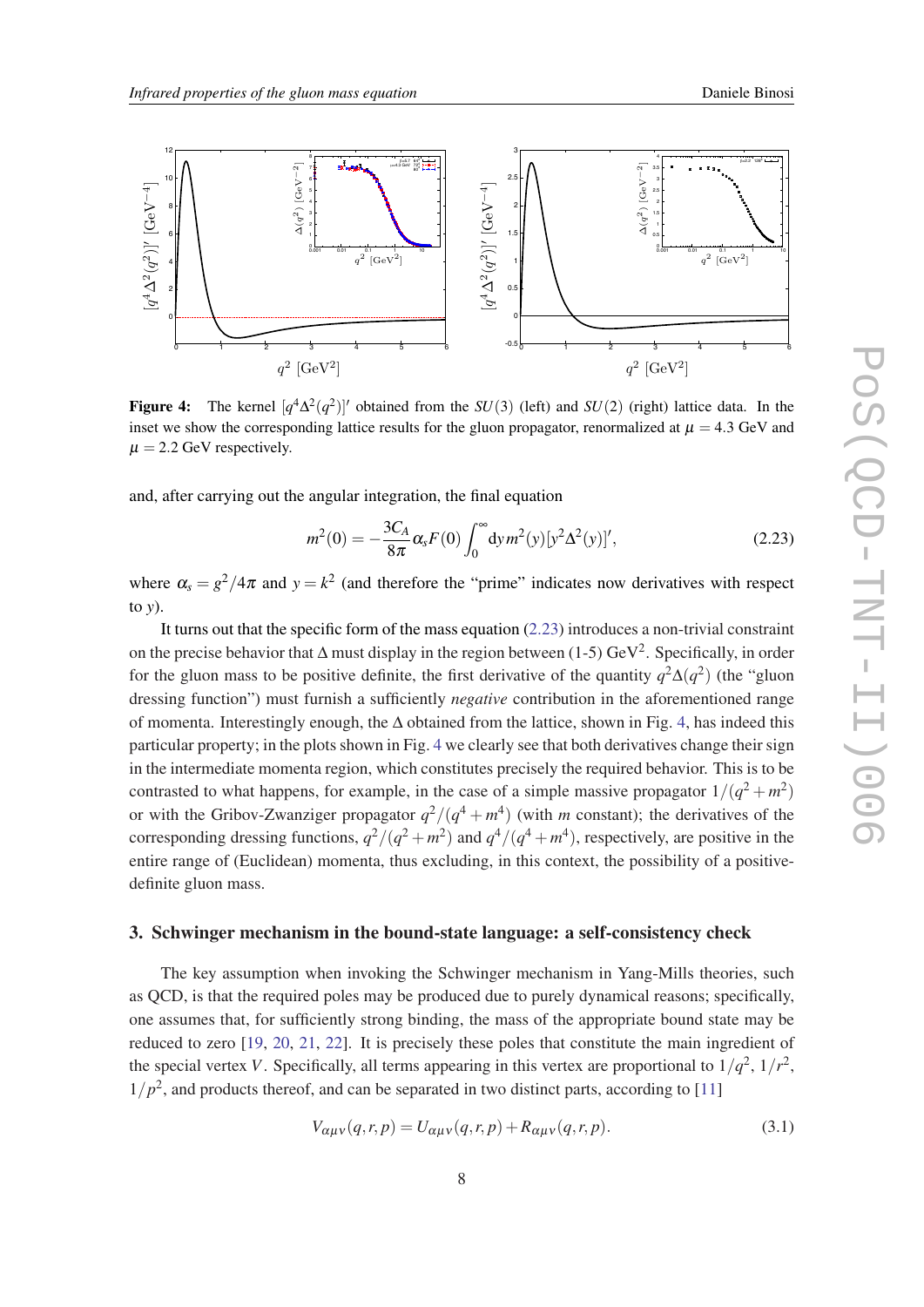**Figure 4:** The kernel $[q^4\Delta^2(q^2)]'$ obtained from the $SU(3)$ (left) and $SU(2)$ (right) lattice data. In the inset we show the corresponding lattice results for the gluon propagator, renormalized at $\mu = 4.3$ GeV and $\mu = 2.2$ GeV respectively.

and, after carrying out the angular integration, the final equation

$$m^2(0) = -\frac{3C_A}{8\pi}\alpha_s F(0)\int_0^\infty \mathrm{d}y\, m^2(y)[y^2\Delta^2(y)]', \tag{2.23}$$

where $\alpha_s = g^2/4\pi$ and $y = k^2$ (and therefore the "prime" indicates now derivatives with respect to $y$).

It turns out that the specific form of the mass equation (2.23) introduces a non-trivial constraint on the precise behavior that $\Delta$ must display in the region between (1-5) GeV$^2$. Specifically, in order for the gluon mass to be positive definite, the first derivative of the quantity $q^2\Delta(q^2)$ (the "gluon dressing function") must furnish a sufficiently *negative* contribution in the aforementioned range of momenta. Interestingly enough, the $\Delta$ obtained from the lattice, shown in Fig. 4, has indeed this particular property; in the plots shown in Fig. 4 we clearly see that both derivatives change their sign in the intermediate momenta region, which constitutes precisely the required behavior. This is to be contrasted to what happens, for example, in the case of a simple massive propagator $1/(q^2+m^2)$ or with the Gribov-Zwanziger propagator $q^2/(q^4+m^4)$ (with $m$ constant); the derivatives of the corresponding dressing functions, $q^2/(q^2+m^2)$ and $q^4/(q^4+m^4)$, respectively, are positive in the entire range of (Euclidean) momenta, thus excluding, in this context, the possibility of a positive-definite gluon mass.

## 3. Schwinger mechanism in the bound-state language: a self-consistency check

The key assumption when invoking the Schwinger mechanism in Yang-Mills theories, such as QCD, is that the required poles may be produced due to purely dynamical reasons; specifically, one assumes that, for sufficiently strong binding, the mass of the appropriate bound state may be reduced to zero [19, 20, 21, 22]. It is precisely these poles that constitute the main ingredient of the special vertex $V$. Specifically, all terms appearing in this vertex are proportional to $1/q^2$, $1/r^2$, $1/p^2$, and products thereof, and can be separated in two distinct parts, according to [11]

$$V_{\alpha\mu\nu}(q,r,p) = U_{\alpha\mu\nu}(q,r,p) + R_{\alpha\mu\nu}(q,r,p). \tag{3.1}$$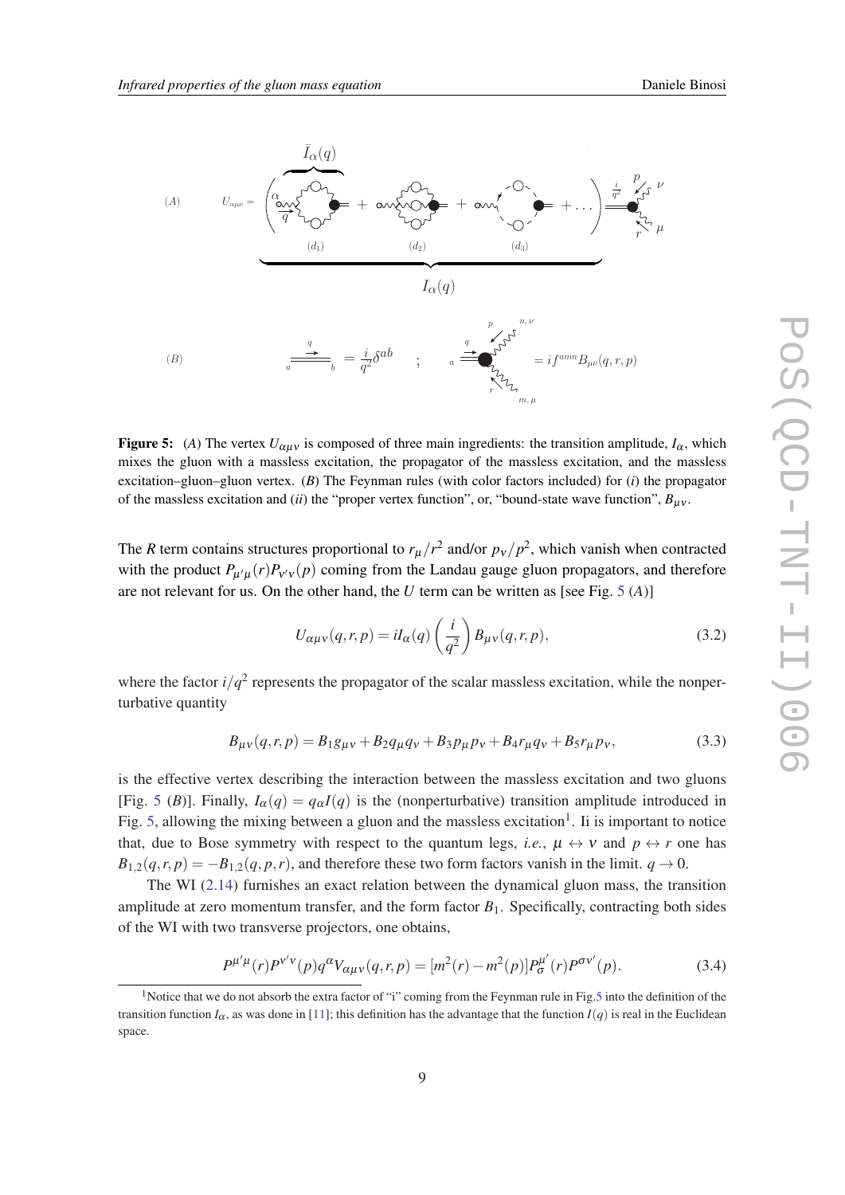**Figure 5:** ($A$) The vertex $U_{\alpha\mu\nu}$ is composed of three main ingredients: the transition amplitude, $I_\alpha$, which mixes the gluon with a massless excitation, the propagator of the massless excitation, and the massless excitation–gluon–gluon vertex. ($B$) The Feynman rules (with color factors included) for ($i$) the propagator of the massless excitation and ($ii$) the "proper vertex function", or, "bound-state wave function", $B_{\mu\nu}$.

The $R$ term contains structures proportional to $r_\mu/r^2$ and/or $p_\nu/p^2$, which vanish when contracted with the product $P_{\mu'\mu}(r)P_{\nu'\nu}(p)$ coming from the Landau gauge gluon propagators, and therefore are not relevant for us. On the other hand, the $U$ term can be written as [see Fig. 5 ($A$)]

$$U_{\alpha\mu\nu}(q,r,p) = iI_\alpha(q)\left(\frac{i}{q^2}\right)B_{\mu\nu}(q,r,p), \tag{3.2}$$

where the factor $i/q^2$ represents the propagator of the scalar massless excitation, while the nonperturbative quantity

$$B_{\mu\nu}(q,r,p) = B_1 g_{\mu\nu} + B_2 q_\mu q_\nu + B_3 p_\mu p_\nu + B_4 r_\mu q_\nu + B_5 r_\mu p_\nu, \tag{3.3}$$

is the effective vertex describing the interaction between the massless excitation and two gluons [Fig. 5 ($B$)]. Finally, $I_\alpha(q) = q_\alpha I(q)$ is the (nonperturbative) transition amplitude introduced in Fig. 5, allowing the mixing between a gluon and the massless excitation[1]. Ii is important to notice that, due to Bose symmetry with respect to the quantum legs, *i.e.*, $\mu \leftrightarrow \nu$ and $p \leftrightarrow r$ one has $B_{1,2}(q,r,p) = -B_{1,2}(q,p,r)$, and therefore these two form factors vanish in the limit. $q \to 0$.

The WI (2.14) furnishes an exact relation between the dynamical gluon mass, the transition amplitude at zero momentum transfer, and the form factor $B_1$. Specifically, contracting both sides of the WI with two transverse projectors, one obtains,

$$P^{\mu'\mu}(r)P^{\nu'\nu}(p)q^\alpha V_{\alpha\mu\nu}(q,r,p) = [m^2(r) - m^2(p)]P^{\mu'}_\sigma(r)P^{\sigma\nu'}(p). \tag{3.4}$$

[1] Notice that we do not absorb the extra factor of "i" coming from the Feynman rule in Fig.5 into the definition of the transition function $I_\alpha$, as was done in [11]; this definition has the advantage that the function $I(q)$ is real in the Euclidean space.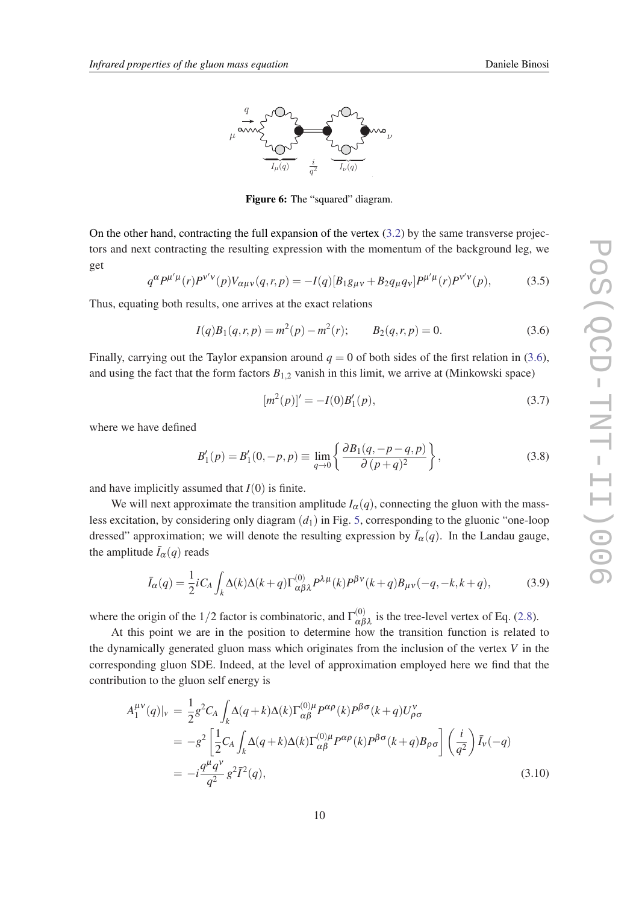Figure 6: The “squared” diagram.

On the other hand, contracting the full expansion of the vertex (3.2) by the same transverse projectors and next contracting the resulting expression with the momentum of the background leg, we get

$$q^{\alpha} P^{\mu'\mu}(r) P^{\nu'\nu}(p) V_{\alpha\mu\nu}(q,r,p) = -I(q)[B_1 g_{\mu\nu} + B_2 q_{\mu} q_{\nu}] P^{\mu'\mu}(r) P^{\nu'\nu}(p), \tag{3.5}$$

Thus, equating both results, one arrives at the exact relations

$$I(q) B_1(q,r,p) = m^2(p) - m^2(r); \qquad B_2(q,r,p) = 0. \tag{3.6}$$

Finally, carrying out the Taylor expansion around $q = 0$ of both sides of the first relation in (3.6), and using the fact that the form factors $B_{1,2}$ vanish in this limit, we arrive at (Minkowski space)

$$[m^2(p)]' = -I(0) B_1'(p), \tag{3.7}$$

where we have defined

$$B_1'(p) = B_1'(0,-p,p) \equiv \lim_{q\to 0} \left\{ \frac{\partial B_1(q,-p-q,p)}{\partial\,(p+q)^2} \right\}, \tag{3.8}$$

and have implicitly assumed that $I(0)$ is finite.

We will next approximate the transition amplitude $I_{\alpha}(q)$, connecting the gluon with the massless excitation, by considering only diagram $(d_1)$ in Fig. 5, corresponding to the gluonic “one-loop dressed” approximation; we will denote the resulting expression by $\bar{I}_{\alpha}(q)$. In the Landau gauge, the amplitude $\bar{I}_{\alpha}(q)$ reads

$$\bar{I}_{\alpha}(q) = \frac{1}{2} i C_A \int_k \Delta(k) \Delta(k+q) \Gamma^{(0)}_{\alpha\beta\lambda} P^{\lambda\mu}(k) P^{\beta\nu}(k+q) B_{\mu\nu}(-q,-k,k+q), \tag{3.9}$$

where the origin of the $1/2$ factor is combinatoric, and $\Gamma^{(0)}_{\alpha\beta\lambda}$ is the tree-level vertex of Eq. (2.8).

At this point we are in the position to determine how the transition function is related to the dynamically generated gluon mass which originates from the inclusion of the vertex $V$ in the corresponding gluon SDE. Indeed, at the level of approximation employed here we find that the contribution to the gluon self energy is

$$\begin{aligned}
A_1^{\mu\nu}(q)|_V &= \frac{1}{2} g^2 C_A \int_k \Delta(q+k) \Delta(k) \Gamma^{(0)\mu}_{\alpha\beta} P^{\alpha\rho}(k) P^{\beta\sigma}(k+q) U^{\nu}_{\rho\sigma} \\
&= -g^2 \left[ \frac{1}{2} C_A \int_k \Delta(q+k) \Delta(k) \Gamma^{(0)\mu}_{\alpha\beta} P^{\alpha\rho}(k) P^{\beta\sigma}(k+q) B_{\rho\sigma} \right] \left( \frac{i}{q^2} \right) \bar{I}_{\nu}(-q) \\
&= -i \frac{q^{\mu} q^{\nu}}{q^2}\, g^2 \bar{I}^2(q),
\end{aligned} \tag{3.10}$$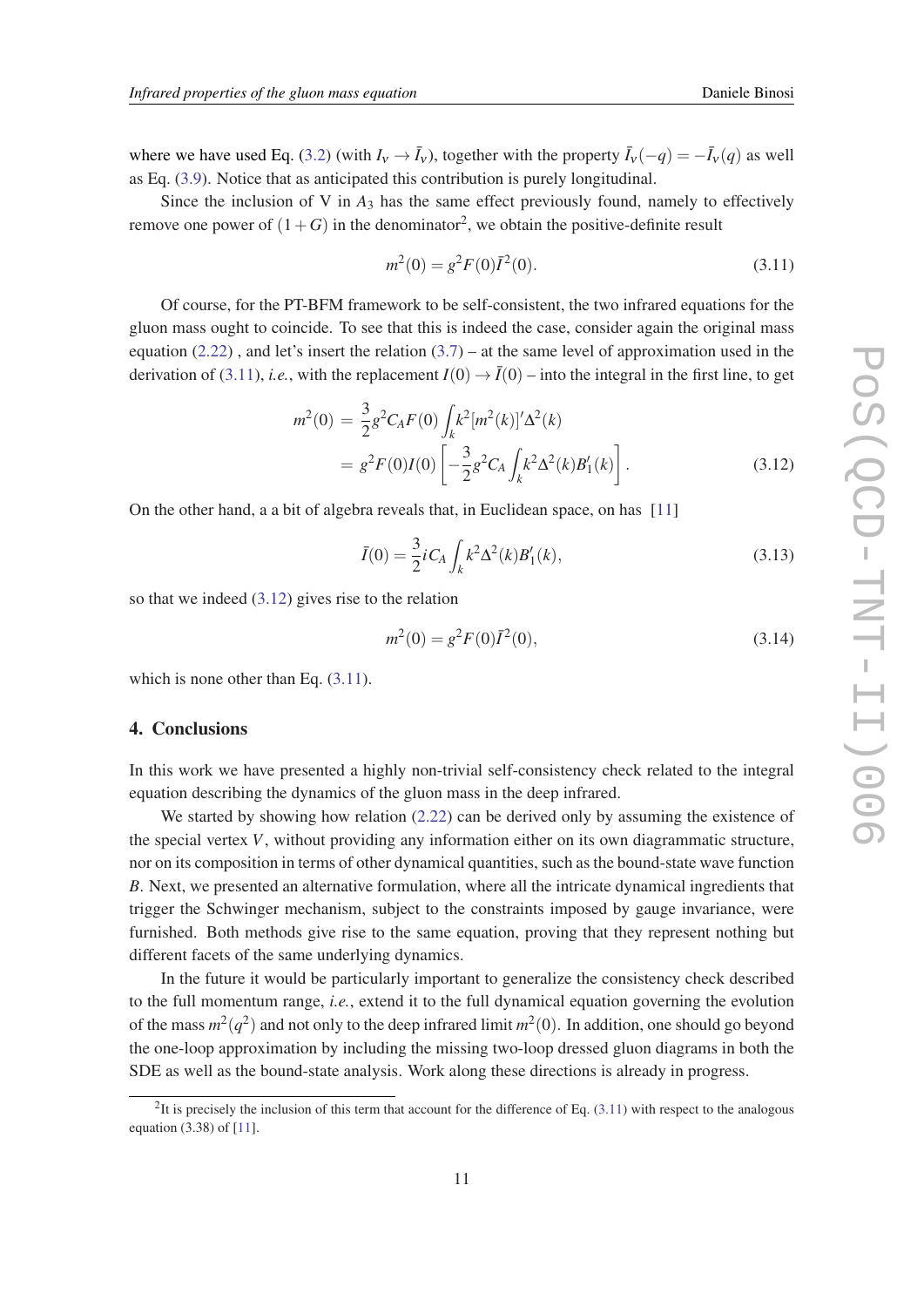where we have used Eq. (3.2) (with $I_\nu \to \bar{I}_\nu$), together with the property $\bar{I}_\nu(-q) = -\bar{I}_\nu(q)$ as well as Eq. (3.9). Notice that as anticipated this contribution is purely longitudinal.

Since the inclusion of V in $A_3$ has the same effect previously found, namely to effectively remove one power of $(1+G)$ in the denominator[2], we obtain the positive-definite result

$$m^2(0) = g^2 F(0) \bar{I}^2(0). \tag{3.11}$$

Of course, for the PT-BFM framework to be self-consistent, the two infrared equations for the gluon mass ought to coincide. To see that this is indeed the case, consider again the original mass equation (2.22) , and let's insert the relation (3.7) – at the same level of approximation used in the derivation of (3.11), *i.e.*, with the replacement $I(0) \to \bar{I}(0)$ – into the integral in the first line, to get

$$\begin{aligned} m^2(0) &= \frac{3}{2} g^2 C_A F(0) \int_k k^2 [m^2(k)]' \Delta^2(k) \\ &= g^2 F(0) I(0) \left[ -\frac{3}{2} g^2 C_A \int_k k^2 \Delta^2(k) B_1'(k) \right]. \end{aligned} \tag{3.12}$$

On the other hand, a a bit of algebra reveals that, in Euclidean space, on has [11]

$$\bar{I}(0) = \frac{3}{2} i C_A \int_k k^2 \Delta^2(k) B_1'(k), \tag{3.13}$$

so that we indeed (3.12) gives rise to the relation

$$m^2(0) = g^2 F(0) \bar{I}^2(0), \tag{3.14}$$

which is none other than Eq. (3.11).

## 4. Conclusions

In this work we have presented a highly non-trivial self-consistency check related to the integral equation describing the dynamics of the gluon mass in the deep infrared.

We started by showing how relation (2.22) can be derived only by assuming the existence of the special vertex $V$, without providing any information either on its own diagrammatic structure, nor on its composition in terms of other dynamical quantities, such as the bound-state wave function $B$. Next, we presented an alternative formulation, where all the intricate dynamical ingredients that trigger the Schwinger mechanism, subject to the constraints imposed by gauge invariance, were furnished. Both methods give rise to the same equation, proving that they represent nothing but different facets of the same underlying dynamics.

In the future it would be particularly important to generalize the consistency check described to the full momentum range, *i.e.*, extend it to the full dynamical equation governing the evolution of the mass $m^2(q^2)$ and not only to the deep infrared limit $m^2(0)$. In addition, one should go beyond the one-loop approximation by including the missing two-loop dressed gluon diagrams in both the SDE as well as the bound-state analysis. Work along these directions is already in progress.

[2] It is precisely the inclusion of this term that account for the difference of Eq. (3.11) with respect to the analogous equation (3.38) of [11].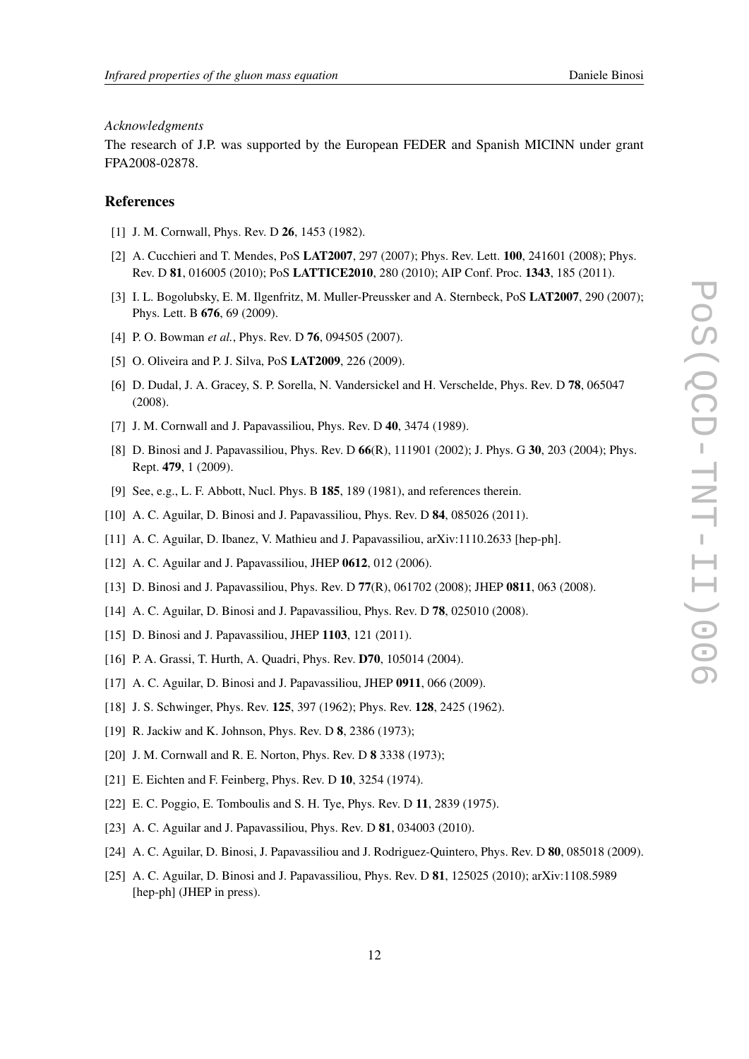*Acknowledgments*

The research of J.P. was supported by the European FEDER and Spanish MICINN under grant FPA2008-02878.

## References

[1] J. M. Cornwall, Phys. Rev. D **26**, 1453 (1982).

[2] A. Cucchieri and T. Mendes, PoS **LAT2007**, 297 (2007); Phys. Rev. Lett. **100**, 241601 (2008); Phys. Rev. D **81**, 016005 (2010); PoS **LATTICE2010**, 280 (2010); AIP Conf. Proc. **1343**, 185 (2011).

[3] I. L. Bogolubsky, E. M. Ilgenfritz, M. Muller-Preussker and A. Sternbeck, PoS **LAT2007**, 290 (2007); Phys. Lett. B **676**, 69 (2009).

[4] P. O. Bowman *et al.*, Phys. Rev. D **76**, 094505 (2007).

[5] O. Oliveira and P. J. Silva, PoS **LAT2009**, 226 (2009).

[6] D. Dudal, J. A. Gracey, S. P. Sorella, N. Vandersickel and H. Verschelde, Phys. Rev. D **78**, 065047 (2008).

[7] J. M. Cornwall and J. Papavassiliou, Phys. Rev. D **40**, 3474 (1989).

[8] D. Binosi and J. Papavassiliou, Phys. Rev. D **66**(R), 111901 (2002); J. Phys. G **30**, 203 (2004); Phys. Rept. **479**, 1 (2009).

[9] See, e.g., L. F. Abbott, Nucl. Phys. B **185**, 189 (1981), and references therein.

[10] A. C. Aguilar, D. Binosi and J. Papavassiliou, Phys. Rev. D **84**, 085026 (2011).

[11] A. C. Aguilar, D. Ibanez, V. Mathieu and J. Papavassiliou, arXiv:1110.2633 [hep-ph].

[12] A. C. Aguilar and J. Papavassiliou, JHEP **0612**, 012 (2006).

[13] D. Binosi and J. Papavassiliou, Phys. Rev. D **77**(R), 061702 (2008); JHEP **0811**, 063 (2008).

[14] A. C. Aguilar, D. Binosi and J. Papavassiliou, Phys. Rev. D **78**, 025010 (2008).

[15] D. Binosi and J. Papavassiliou, JHEP **1103**, 121 (2011).

[16] P. A. Grassi, T. Hurth, A. Quadri, Phys. Rev. **D70**, 105014 (2004).

[17] A. C. Aguilar, D. Binosi and J. Papavassiliou, JHEP **0911**, 066 (2009).

[18] J. S. Schwinger, Phys. Rev. **125**, 397 (1962); Phys. Rev. **128**, 2425 (1962).

[19] R. Jackiw and K. Johnson, Phys. Rev. D **8**, 2386 (1973);

[20] J. M. Cornwall and R. E. Norton, Phys. Rev. D **8** 3338 (1973);

[21] E. Eichten and F. Feinberg, Phys. Rev. D **10**, 3254 (1974).

[22] E. C. Poggio, E. Tomboulis and S. H. Tye, Phys. Rev. D **11**, 2839 (1975).

[23] A. C. Aguilar and J. Papavassiliou, Phys. Rev. D **81**, 034003 (2010).

[24] A. C. Aguilar, D. Binosi, J. Papavassiliou and J. Rodriguez-Quintero, Phys. Rev. D **80**, 085018 (2009).

[25] A. C. Aguilar, D. Binosi and J. Papavassiliou, Phys. Rev. D **81**, 125025 (2010); arXiv:1108.5989 [hep-ph] (JHEP in press).